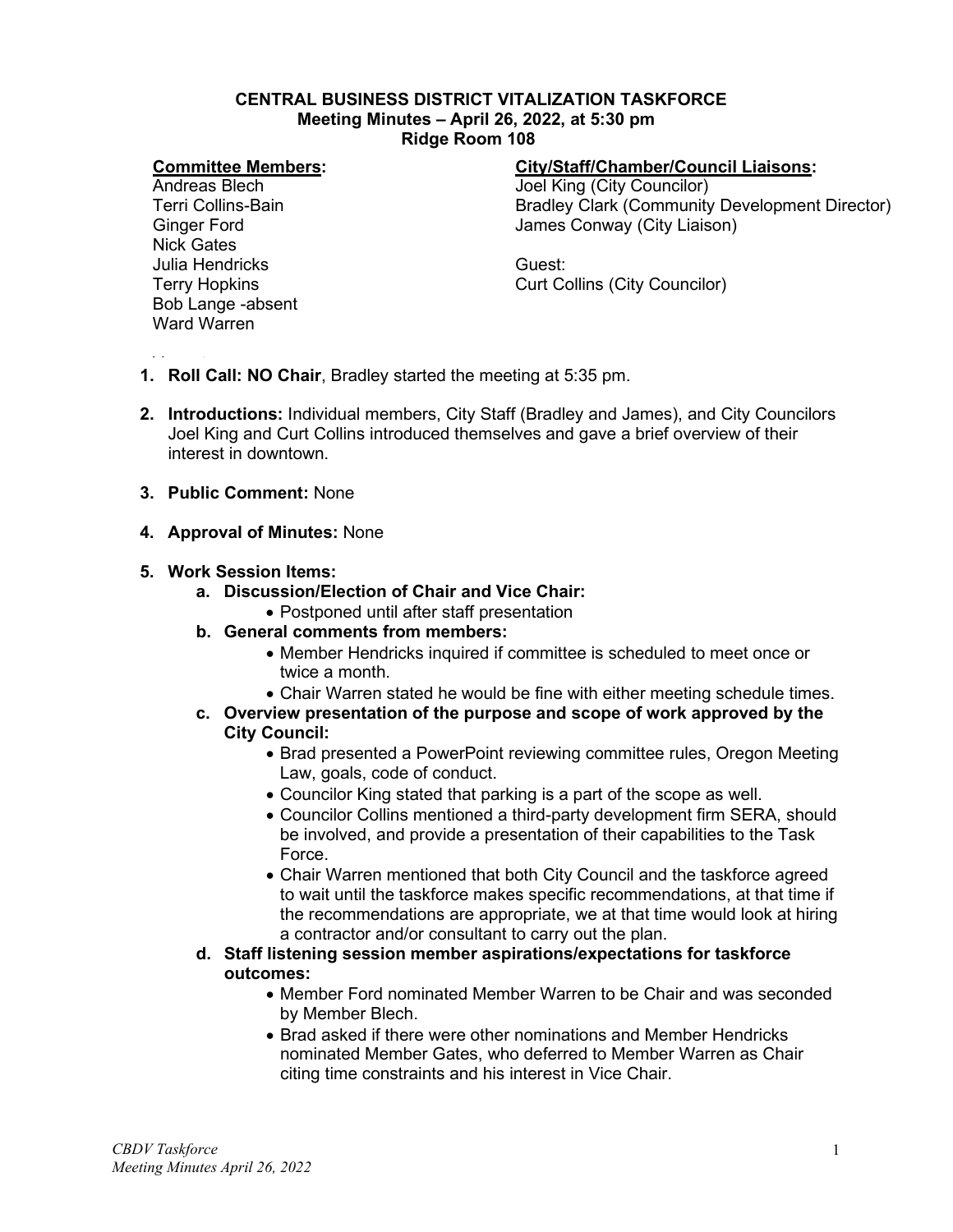# CENTRAL BUSINESS DISTRICT VITALIZATION TASKFORCE

**Meeting Minutes – April 26, 2022, at 5:30 pm**
**Ridge Room 108**

**Committee Members:**
Andreas Blech
Terri Collins-Bain
Ginger Ford
Nick Gates
Julia Hendricks
Terry Hopkins
Bob Lange -absent
Ward Warren

**City/Staff/Chamber/Council Liaisons:**
Joel King (City Councilor)
Bradley Clark (Community Development Director)
James Conway (City Liaison)

Guest:
Curt Collins (City Councilor)

1. **Roll Call: NO Chair**, Bradley started the meeting at 5:35 pm.

2. **Introductions:** Individual members, City Staff (Bradley and James), and City Councilors Joel King and Curt Collins introduced themselves and gave a brief overview of their interest in downtown.

3. **Public Comment:** None

4. **Approval of Minutes:** None

5. **Work Session Items:**
   a. **Discussion/Election of Chair and Vice Chair:**
      - Postponed until after staff presentation
   b. **General comments from members:**
      - Member Hendricks inquired if committee is scheduled to meet once or twice a month.
      - Chair Warren stated he would be fine with either meeting schedule times.
   c. **Overview presentation of the purpose and scope of work approved by the City Council:**
      - Brad presented a PowerPoint reviewing committee rules, Oregon Meeting Law, goals, code of conduct.
      - Councilor King stated that parking is a part of the scope as well.
      - Councilor Collins mentioned a third-party development firm SERA, should be involved, and provide a presentation of their capabilities to the Task Force.
      - Chair Warren mentioned that both City Council and the taskforce agreed to wait until the taskforce makes specific recommendations, at that time if the recommendations are appropriate, we at that time would look at hiring a contractor and/or consultant to carry out the plan.
   d. **Staff listening session member aspirations/expectations for taskforce outcomes:**
      - Member Ford nominated Member Warren to be Chair and was seconded by Member Blech.
      - Brad asked if there were other nominations and Member Hendricks nominated Member Gates, who deferred to Member Warren as Chair citing time constraints and his interest in Vice Chair.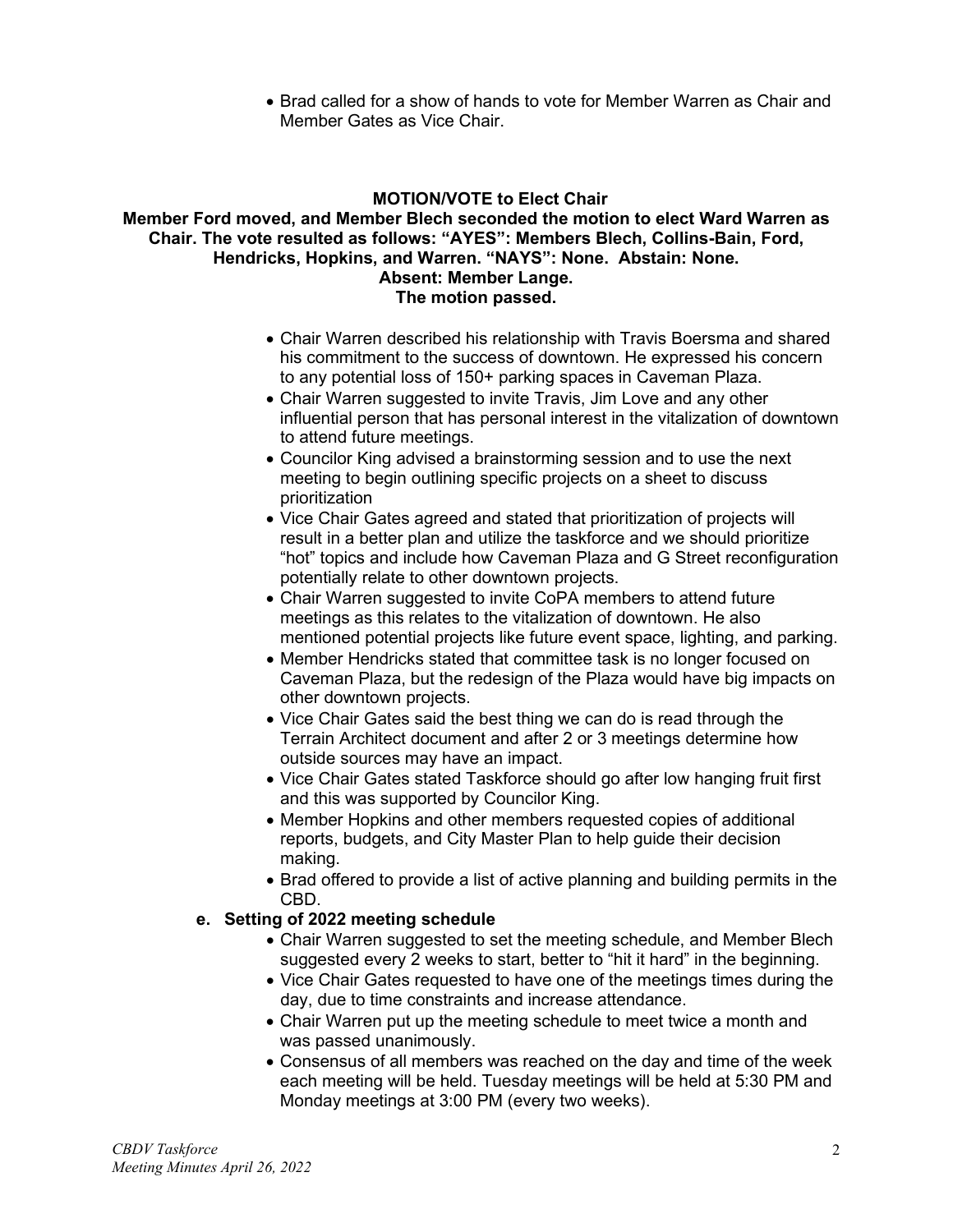- Brad called for a show of hands to vote for Member Warren as Chair and Member Gates as Vice Chair.

**MOTION/VOTE to Elect Chair**

**Member Ford moved, and Member Blech seconded the motion to elect Ward Warren as Chair. The vote resulted as follows: "AYES": Members Blech, Collins-Bain, Ford, Hendricks, Hopkins, and Warren. "NAYS": None. Abstain: None.**
**Absent: Member Lange.**
**The motion passed.**

- Chair Warren described his relationship with Travis Boersma and shared his commitment to the success of downtown. He expressed his concern to any potential loss of 150+ parking spaces in Caveman Plaza.
- Chair Warren suggested to invite Travis, Jim Love and any other influential person that has personal interest in the vitalization of downtown to attend future meetings.
- Councilor King advised a brainstorming session and to use the next meeting to begin outlining specific projects on a sheet to discuss prioritization
- Vice Chair Gates agreed and stated that prioritization of projects will result in a better plan and utilize the taskforce and we should prioritize "hot" topics and include how Caveman Plaza and G Street reconfiguration potentially relate to other downtown projects.
- Chair Warren suggested to invite CoPA members to attend future meetings as this relates to the vitalization of downtown. He also mentioned potential projects like future event space, lighting, and parking.
- Member Hendricks stated that committee task is no longer focused on Caveman Plaza, but the redesign of the Plaza would have big impacts on other downtown projects.
- Vice Chair Gates said the best thing we can do is read through the Terrain Architect document and after 2 or 3 meetings determine how outside sources may have an impact.
- Vice Chair Gates stated Taskforce should go after low hanging fruit first and this was supported by Councilor King.
- Member Hopkins and other members requested copies of additional reports, budgets, and City Master Plan to help guide their decision making.
- Brad offered to provide a list of active planning and building permits in the CBD.

**e. Setting of 2022 meeting schedule**

- Chair Warren suggested to set the meeting schedule, and Member Blech suggested every 2 weeks to start, better to "hit it hard" in the beginning.
- Vice Chair Gates requested to have one of the meetings times during the day, due to time constraints and increase attendance.
- Chair Warren put up the meeting schedule to meet twice a month and was passed unanimously.
- Consensus of all members was reached on the day and time of the week each meeting will be held. Tuesday meetings will be held at 5:30 PM and Monday meetings at 3:00 PM (every two weeks).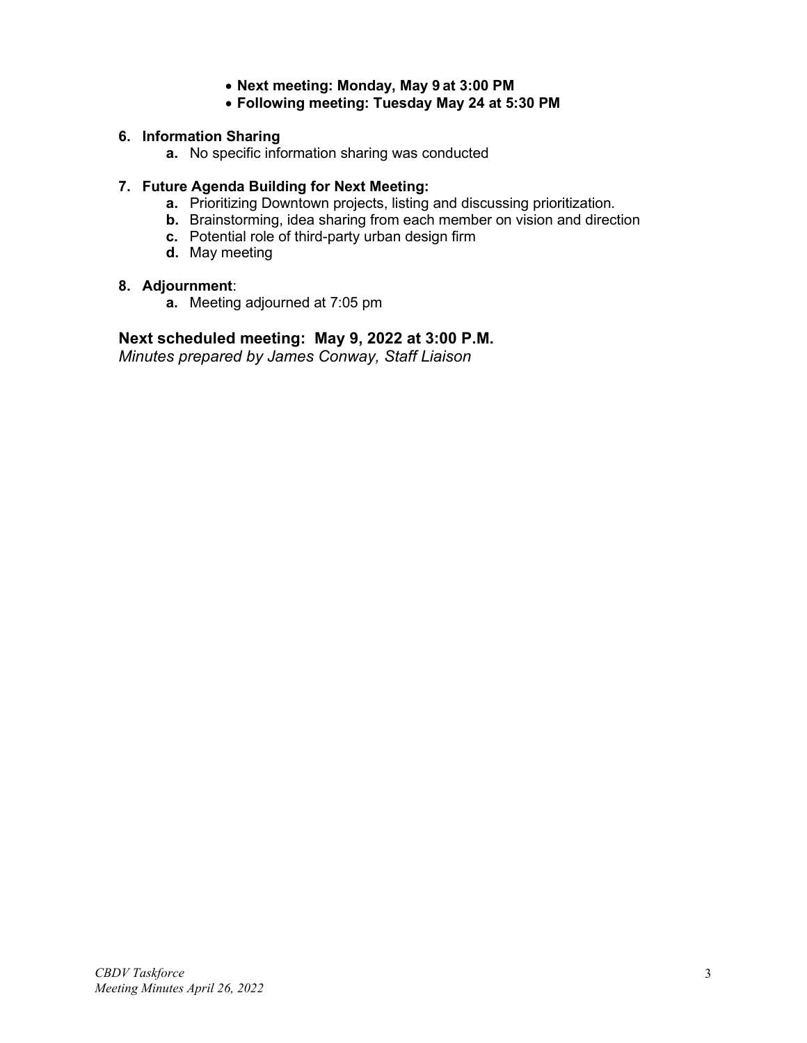- **Next meeting: Monday, May 9 at 3:00 PM**
- **Following meeting: Tuesday May 24 at 5:30 PM**

**6. Information Sharing**

   **a.** No specific information sharing was conducted

**7. Future Agenda Building for Next Meeting:**

   **a.** Prioritizing Downtown projects, listing and discussing prioritization.
   **b.** Brainstorming, idea sharing from each member on vision and direction
   **c.** Potential role of third-party urban design firm
   **d.** May meeting

**8. Adjournment**:

   **a.** Meeting adjourned at 7:05 pm

## Next scheduled meeting: May 9, 2022 at 3:00 P.M.

*Minutes prepared by James Conway, Staff Liaison*